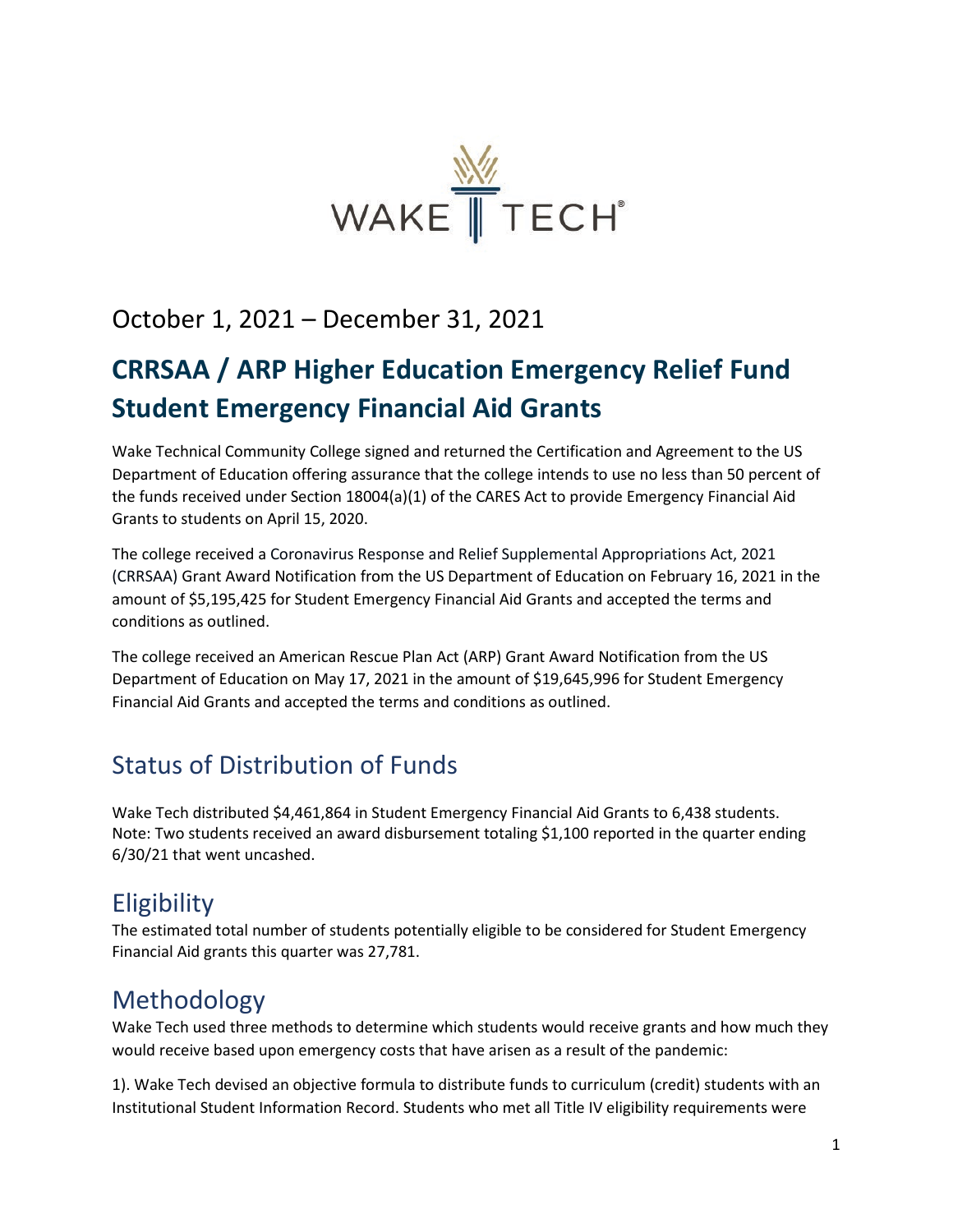WAKE TECH®

## October 1, 2021 – December 31, 2021

# CRRSAA / ARP Higher Education Emergency Relief Fund Student Emergency Financial Aid Grants

Wake Technical Community College signed and returned the Certification and Agreement to the US Department of Education offering assurance that the college intends to use no less than 50 percent of the funds received under Section 18004(a)(1) of the CARES Act to provide Emergency Financial Aid Grants to students on April 15, 2020.

The college received a Coronavirus Response and Relief Supplemental Appropriations Act, 2021 (CRRSAA) Grant Award Notification from the US Department of Education on February 16, 2021 in the amount of $5,195,425 for Student Emergency Financial Aid Grants and accepted the terms and conditions as outlined.

The college received an American Rescue Plan Act (ARP) Grant Award Notification from the US Department of Education on May 17, 2021 in the amount of $19,645,996 for Student Emergency Financial Aid Grants and accepted the terms and conditions as outlined.

## Status of Distribution of Funds

Wake Tech distributed $4,461,864 in Student Emergency Financial Aid Grants to 6,438 students. Note: Two students received an award disbursement totaling $1,100 reported in the quarter ending 6/30/21 that went uncashed.

## Eligibility

The estimated total number of students potentially eligible to be considered for Student Emergency Financial Aid grants this quarter was 27,781.

## Methodology

Wake Tech used three methods to determine which students would receive grants and how much they would receive based upon emergency costs that have arisen as a result of the pandemic:

1). Wake Tech devised an objective formula to distribute funds to curriculum (credit) students with an Institutional Student Information Record. Students who met all Title IV eligibility requirements were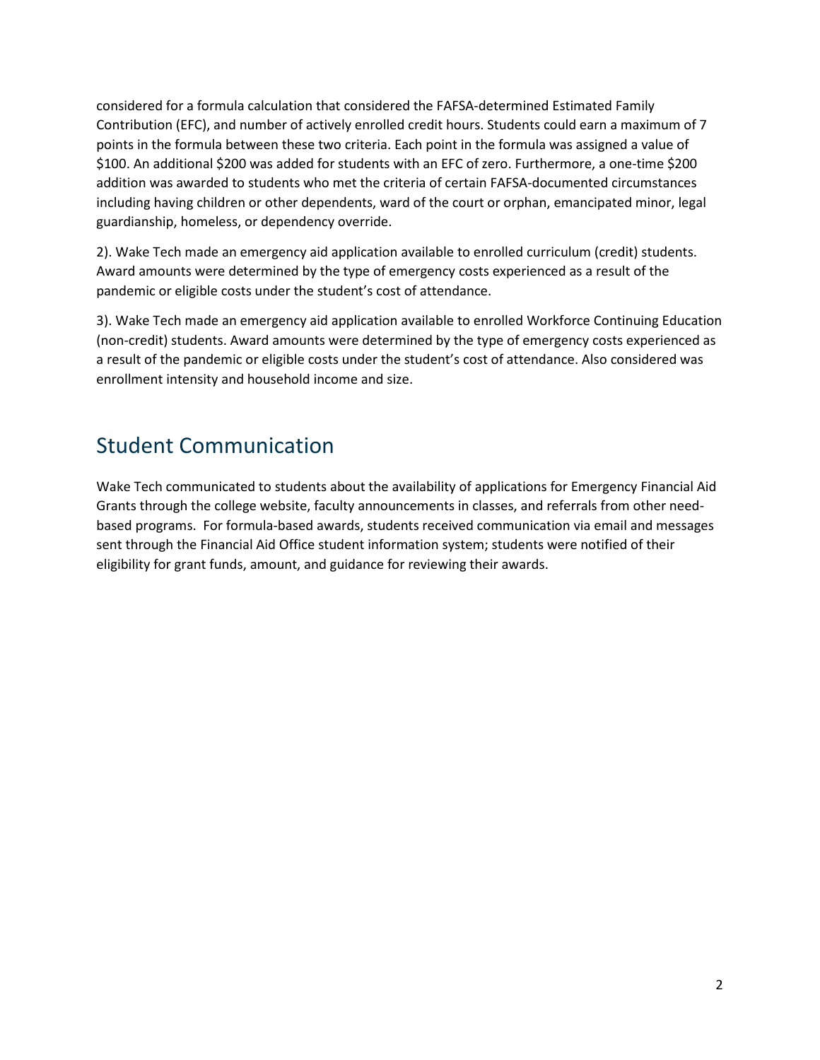considered for a formula calculation that considered the FAFSA-determined Estimated Family Contribution (EFC), and number of actively enrolled credit hours. Students could earn a maximum of 7 points in the formula between these two criteria. Each point in the formula was assigned a value of $100. An additional $200 was added for students with an EFC of zero. Furthermore, a one-time $200 addition was awarded to students who met the criteria of certain FAFSA-documented circumstances including having children or other dependents, ward of the court or orphan, emancipated minor, legal guardianship, homeless, or dependency override.

2). Wake Tech made an emergency aid application available to enrolled curriculum (credit) students. Award amounts were determined by the type of emergency costs experienced as a result of the pandemic or eligible costs under the student's cost of attendance.

3). Wake Tech made an emergency aid application available to enrolled Workforce Continuing Education (non-credit) students. Award amounts were determined by the type of emergency costs experienced as a result of the pandemic or eligible costs under the student's cost of attendance. Also considered was enrollment intensity and household income and size.

## Student Communication

Wake Tech communicated to students about the availability of applications for Emergency Financial Aid Grants through the college website, faculty announcements in classes, and referrals from other need-based programs. For formula-based awards, students received communication via email and messages sent through the Financial Aid Office student information system; students were notified of their eligibility for grant funds, amount, and guidance for reviewing their awards.